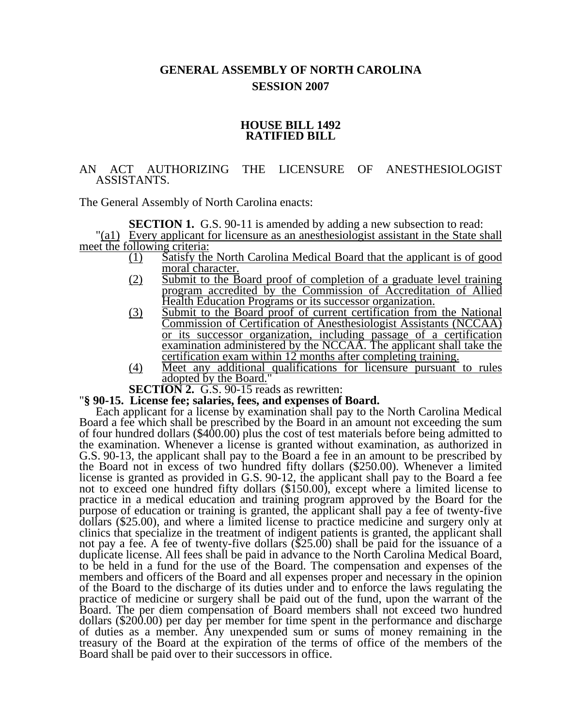**GENERAL ASSEMBLY OF NORTH CAROLINA**
**SESSION 2007**

**HOUSE BILL 1492**
**RATIFIED BILL**

AN ACT AUTHORIZING THE LICENSURE OF ANESTHESIOLOGIST ASSISTANTS.

The General Assembly of North Carolina enacts:

**SECTION 1.** G.S. 90-11 is amended by adding a new subsection to read:

"(a1) Every applicant for licensure as an anesthesiologist assistant in the State shall meet the following criteria:

- (1) Satisfy the North Carolina Medical Board that the applicant is of good moral character.
- (2) Submit to the Board proof of completion of a graduate level training program accredited by the Commission of Accreditation of Allied Health Education Programs or its successor organization.
- (3) Submit to the Board proof of current certification from the National Commission of Certification of Anesthesiologist Assistants (NCCAA) or its successor organization, including passage of a certification examination administered by the NCCAA. The applicant shall take the certification exam within 12 months after completing training.
- (4) Meet any additional qualifications for licensure pursuant to rules adopted by the Board."

**SECTION 2.** G.S. 90-15 reads as rewritten:

"**§ 90-15. License fee; salaries, fees, and expenses of Board.**

Each applicant for a license by examination shall pay to the North Carolina Medical Board a fee which shall be prescribed by the Board in an amount not exceeding the sum of four hundred dollars ($400.00) plus the cost of test materials before being admitted to the examination. Whenever a license is granted without examination, as authorized in G.S. 90-13, the applicant shall pay to the Board a fee in an amount to be prescribed by the Board not in excess of two hundred fifty dollars ($250.00). Whenever a limited license is granted as provided in G.S. 90-12, the applicant shall pay to the Board a fee not to exceed one hundred fifty dollars ($150.00), except where a limited license to practice in a medical education and training program approved by the Board for the purpose of education or training is granted, the applicant shall pay a fee of twenty-five dollars ($25.00), and where a limited license to practice medicine and surgery only at clinics that specialize in the treatment of indigent patients is granted, the applicant shall not pay a fee. A fee of twenty-five dollars ($25.00) shall be paid for the issuance of a duplicate license. All fees shall be paid in advance to the North Carolina Medical Board, to be held in a fund for the use of the Board. The compensation and expenses of the members and officers of the Board and all expenses proper and necessary in the opinion of the Board to the discharge of its duties under and to enforce the laws regulating the practice of medicine or surgery shall be paid out of the fund, upon the warrant of the Board. The per diem compensation of Board members shall not exceed two hundred dollars ($200.00) per day per member for time spent in the performance and discharge of duties as a member. Any unexpended sum or sums of money remaining in the treasury of the Board at the expiration of the terms of office of the members of the Board shall be paid over to their successors in office.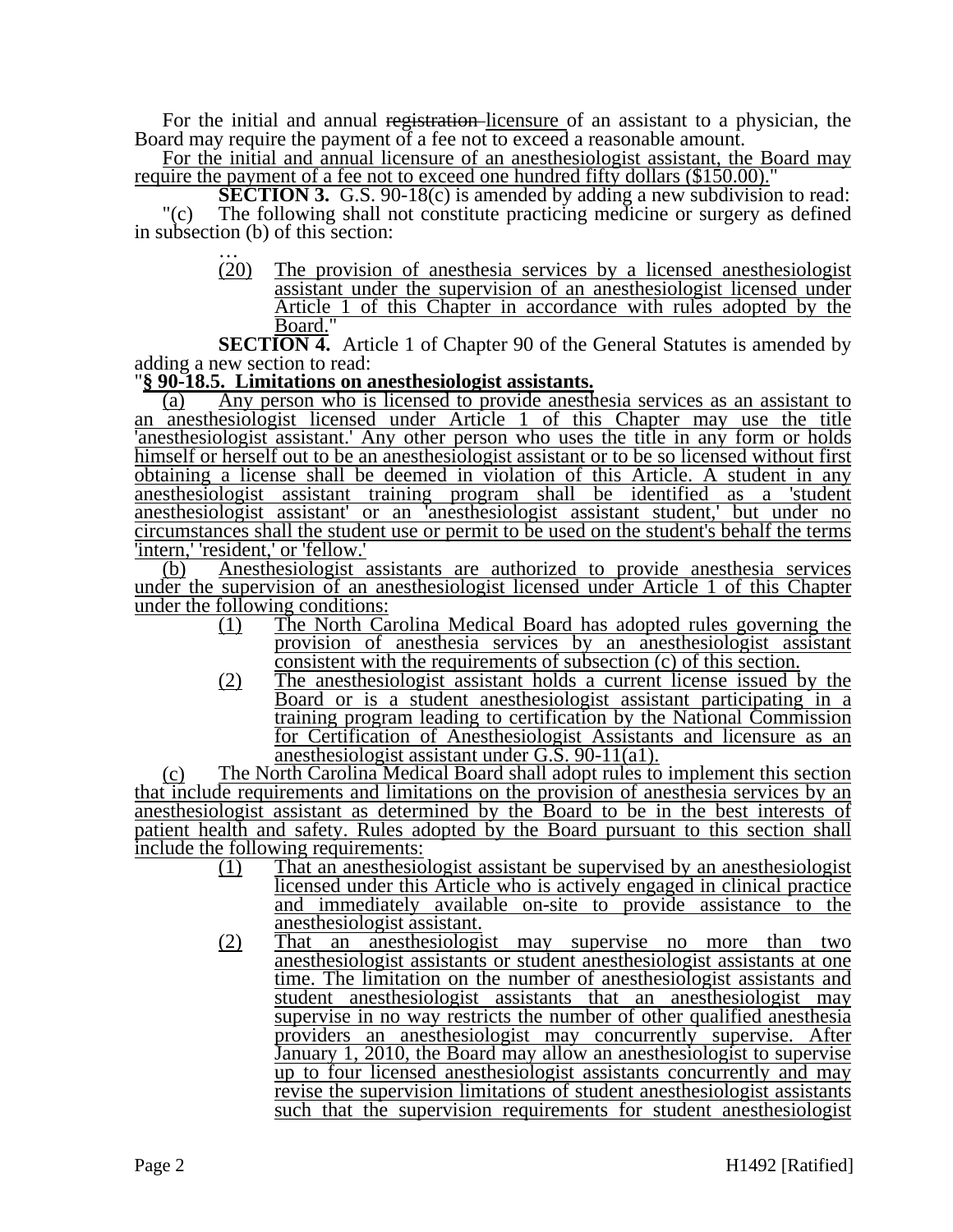For the initial and annual ~~registration~~ licensure of an assistant to a physician, the Board may require the payment of a fee not to exceed a reasonable amount.

For the initial and annual licensure of an anesthesiologist assistant, the Board may require the payment of a fee not to exceed one hundred fifty dollars ($150.00)."

**SECTION 3.** G.S. 90-18(c) is amended by adding a new subdivision to read:

"(c) The following shall not constitute practicing medicine or surgery as defined in subsection (b) of this section:

…

(20) The provision of anesthesia services by a licensed anesthesiologist assistant under the supervision of an anesthesiologist licensed under Article 1 of this Chapter in accordance with rules adopted by the Board."

**SECTION 4.** Article 1 of Chapter 90 of the General Statutes is amended by adding a new section to read:

"**§ 90-18.5. Limitations on anesthesiologist assistants.**

(a) Any person who is licensed to provide anesthesia services as an assistant to an anesthesiologist licensed under Article 1 of this Chapter may use the title 'anesthesiologist assistant.' Any other person who uses the title in any form or holds himself or herself out to be an anesthesiologist assistant or to be so licensed without first obtaining a license shall be deemed in violation of this Article. A student in any anesthesiologist assistant training program shall be identified as a 'student anesthesiologist assistant' or an 'anesthesiologist assistant student,' but under no circumstances shall the student use or permit to be used on the student's behalf the terms 'intern,' 'resident,' or 'fellow.'

(b) Anesthesiologist assistants are authorized to provide anesthesia services under the supervision of an anesthesiologist licensed under Article 1 of this Chapter under the following conditions:

(1) The North Carolina Medical Board has adopted rules governing the provision of anesthesia services by an anesthesiologist assistant consistent with the requirements of subsection (c) of this section.

(2) The anesthesiologist assistant holds a current license issued by the Board or is a student anesthesiologist assistant participating in a training program leading to certification by the National Commission for Certification of Anesthesiologist Assistants and licensure as an anesthesiologist assistant under G.S. 90-11(a1).

(c) The North Carolina Medical Board shall adopt rules to implement this section that include requirements and limitations on the provision of anesthesia services by an anesthesiologist assistant as determined by the Board to be in the best interests of patient health and safety. Rules adopted by the Board pursuant to this section shall include the following requirements:

(1) That an anesthesiologist assistant be supervised by an anesthesiologist licensed under this Article who is actively engaged in clinical practice and immediately available on-site to provide assistance to the anesthesiologist assistant.

(2) That an anesthesiologist may supervise no more than two anesthesiologist assistants or student anesthesiologist assistants at one time. The limitation on the number of anesthesiologist assistants and student anesthesiologist assistants that an anesthesiologist may supervise in no way restricts the number of other qualified anesthesia providers an anesthesiologist may concurrently supervise. After January 1, 2010, the Board may allow an anesthesiologist to supervise up to four licensed anesthesiologist assistants concurrently and may revise the supervision limitations of student anesthesiologist assistants such that the supervision requirements for student anesthesiologist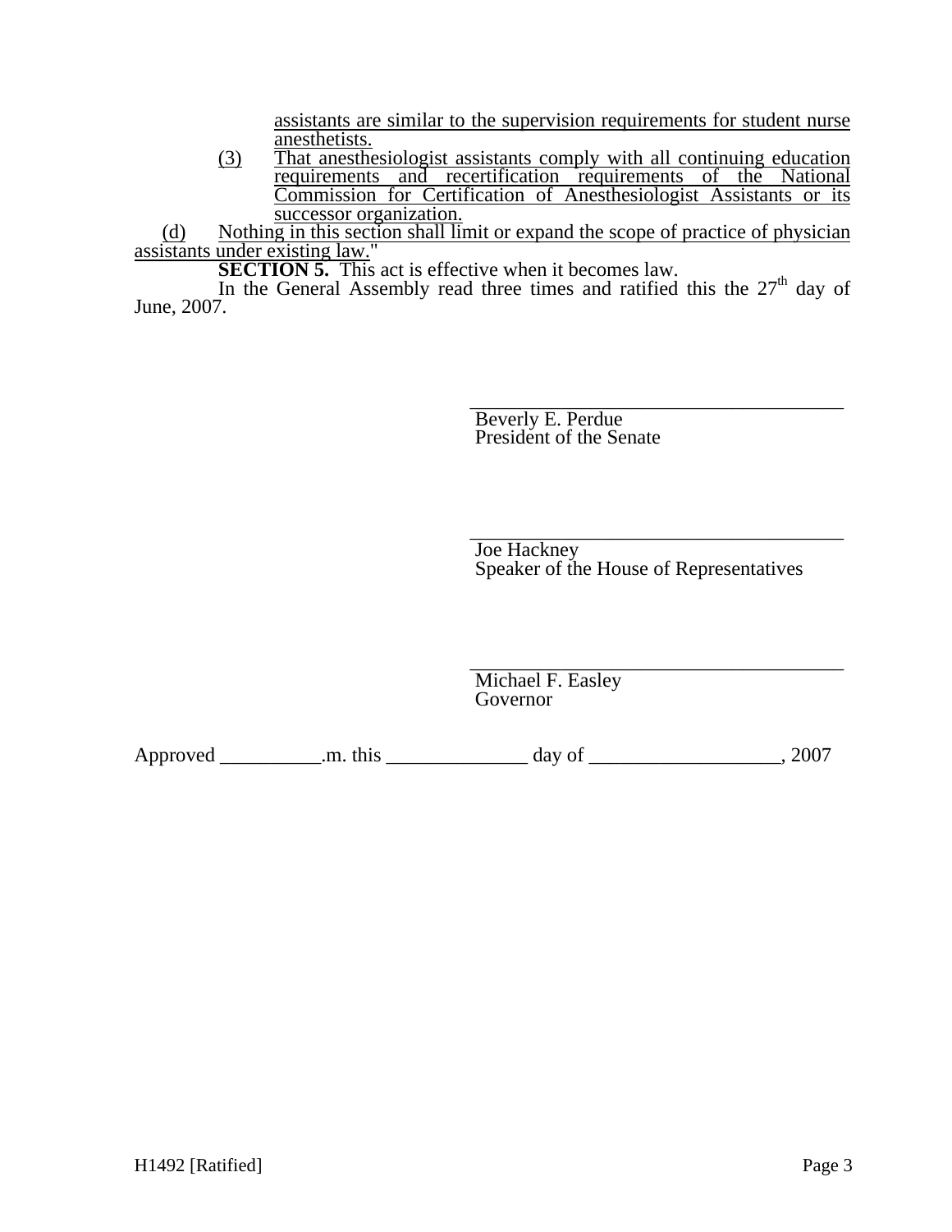assistants are similar to the supervision requirements for student nurse anesthetists.

(3) That anesthesiologist assistants comply with all continuing education requirements and recertification requirements of the National Commission for Certification of Anesthesiologist Assistants or its successor organization.

(d) Nothing in this section shall limit or expand the scope of practice of physician assistants under existing law."

**SECTION 5.** This act is effective when it becomes law.

In the General Assembly read three times and ratified this the 27th day of June, 2007.

\_\_\_\_\_\_\_\_\_\_\_\_\_\_\_\_\_\_\_\_\_\_\_\_\_\_\_\_\_\_\_\_\_\_\_\_\_\_

Beverly E. Perdue
President of the Senate

\_\_\_\_\_\_\_\_\_\_\_\_\_\_\_\_\_\_\_\_\_\_\_\_\_\_\_\_\_\_\_\_\_\_\_\_\_\_

Joe Hackney
Speaker of the House of Representatives

\_\_\_\_\_\_\_\_\_\_\_\_\_\_\_\_\_\_\_\_\_\_\_\_\_\_\_\_\_\_\_\_\_\_\_\_\_\_

Michael F. Easley
Governor

Approved \_\_\_\_\_\_\_\_\_\_.m. this \_\_\_\_\_\_\_\_\_\_\_\_\_\_ day of \_\_\_\_\_\_\_\_\_\_\_\_\_\_\_\_\_\_\_, 2007